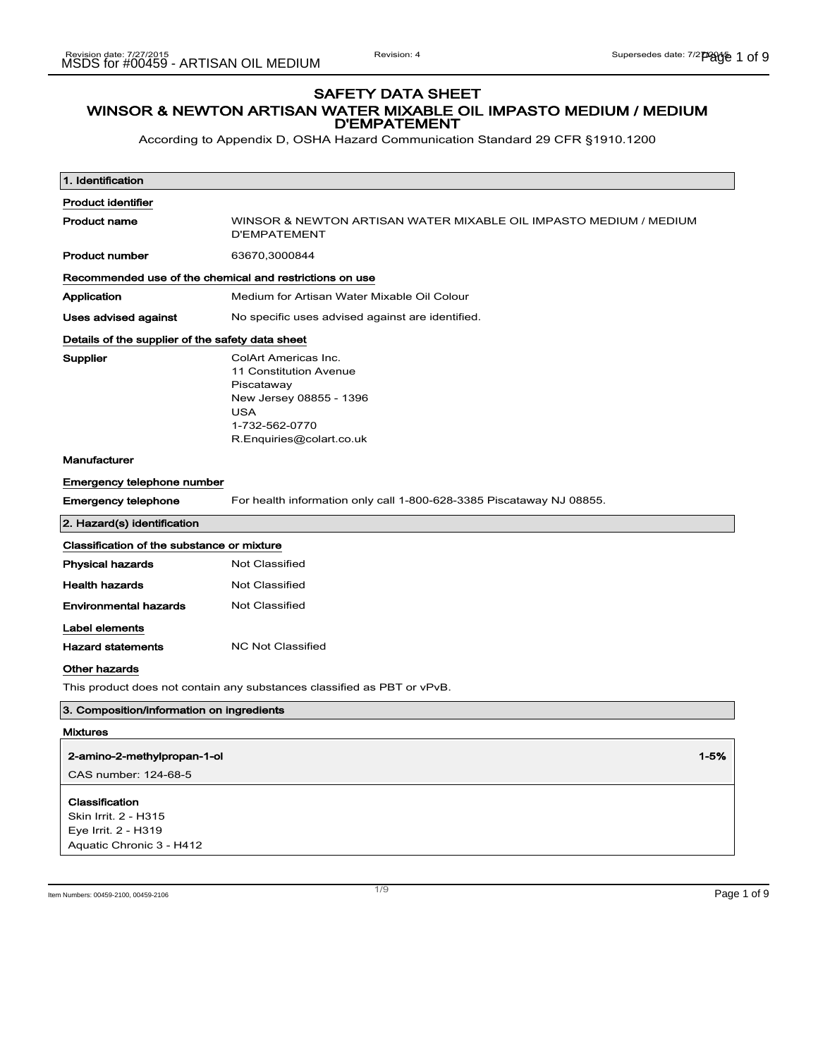# SAFETY DATA SHEET

## WINSOR & NEWTON ARTISAN WATER MIXABLE OIL IMPASTO MEDIUM / MEDIUM D'EMPATEMENT

According to Appendix D, OSHA Hazard Communication Standard 29 CFR §1910.1200

### 1. Identification

**Product identifier**

| | |
|---|---|
| **Product name** | WINSOR & NEWTON ARTISAN WATER MIXABLE OIL IMPASTO MEDIUM / MEDIUM D'EMPATEMENT |
| **Product number** | 63670,3000844 |

**Recommended use of the chemical and restrictions on use**

| | |
|---|---|
| **Application** | Medium for Artisan Water Mixable Oil Colour |
| **Uses advised against** | No specific uses advised against are identified. |

**Details of the supplier of the safety data sheet**

| | |
|---|---|
| **Supplier** | ColArt Americas Inc.<br>11 Constitution Avenue<br>Piscataway<br>New Jersey 08855 - 1396<br>USA<br>1-732-562-0770<br>R.Enquiries@colart.co.uk |
| **Manufacturer** | |

**Emergency telephone number**

| | |
|---|---|
| **Emergency telephone** | For health information only call 1-800-628-3385 Piscataway NJ 08855. |

### 2. Hazard(s) identification

**Classification of the substance or mixture**

| | |
|---|---|
| **Physical hazards** | Not Classified |
| **Health hazards** | Not Classified |
| **Environmental hazards** | Not Classified |

**Label elements**

| | |
|---|---|
| **Hazard statements** | NC Not Classified |

**Other hazards**

This product does not contain any substances classified as PBT or vPvB.

### 3. Composition/information on ingredients

**Mixtures**

| **2-amino-2-methylpropan-1-ol** | **1-5%** |
|---|---|
| CAS number: 124-68-5 | |

**Classification**
Skin Irrit. 2 - H315
Eye Irrit. 2 - H319
Aquatic Chronic 3 - H412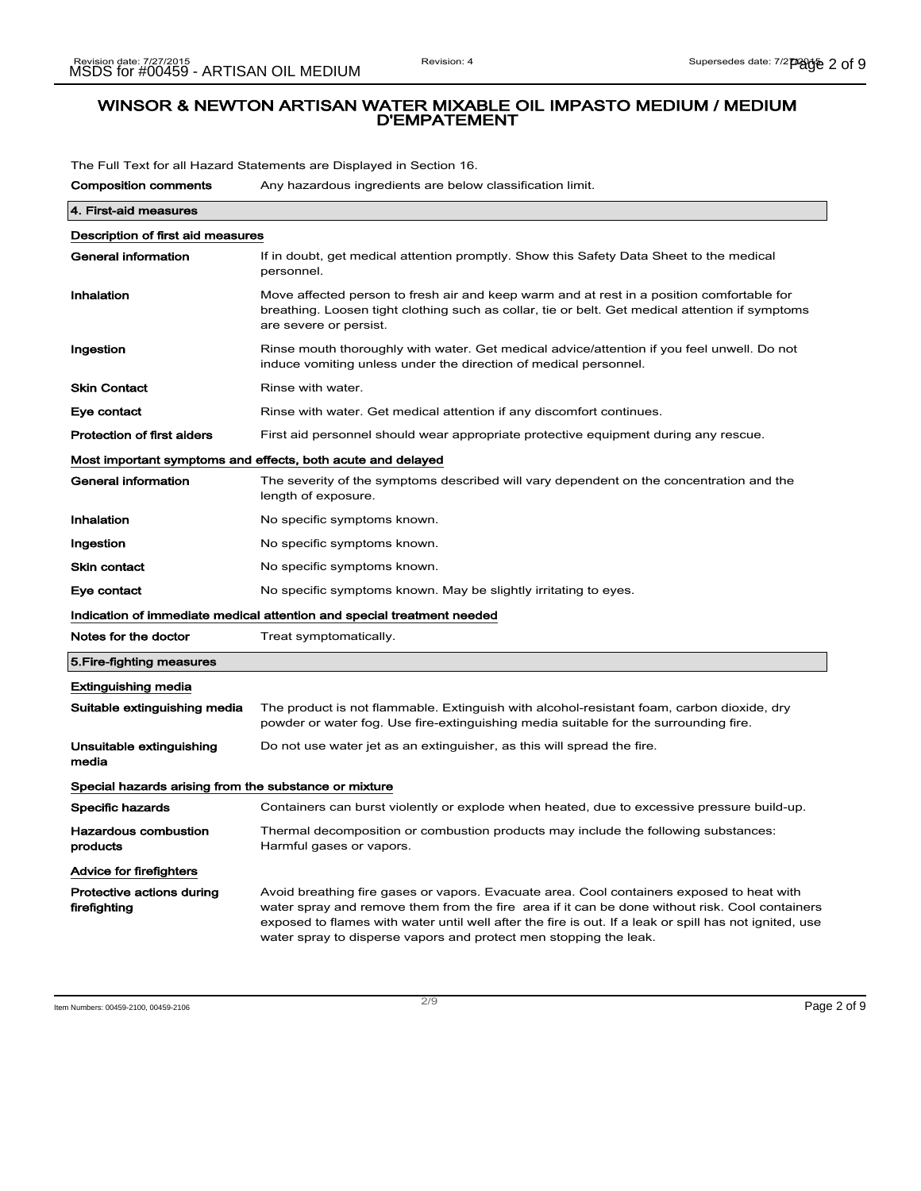# WINSOR & NEWTON ARTISAN WATER MIXABLE OIL IMPASTO MEDIUM / MEDIUM D'EMPATEMENT

The Full Text for all Hazard Statements are Displayed in Section 16.

**Composition comments** Any hazardous ingredients are below classification limit.

## 4. First-aid measures

### Description of first aid measures

| | |
|---|---|
| **General information** | If in doubt, get medical attention promptly. Show this Safety Data Sheet to the medical personnel. |
| **Inhalation** | Move affected person to fresh air and keep warm and at rest in a position comfortable for breathing. Loosen tight clothing such as collar, tie or belt. Get medical attention if symptoms are severe or persist. |
| **Ingestion** | Rinse mouth thoroughly with water. Get medical advice/attention if you feel unwell. Do not induce vomiting unless under the direction of medical personnel. |
| **Skin Contact** | Rinse with water. |
| **Eye contact** | Rinse with water. Get medical attention if any discomfort continues. |
| **Protection of first aiders** | First aid personnel should wear appropriate protective equipment during any rescue. |

### Most important symptoms and effects, both acute and delayed

| | |
|---|---|
| **General information** | The severity of the symptoms described will vary dependent on the concentration and the length of exposure. |
| **Inhalation** | No specific symptoms known. |
| **Ingestion** | No specific symptoms known. |
| **Skin contact** | No specific symptoms known. |
| **Eye contact** | No specific symptoms known. May be slightly irritating to eyes. |

### Indication of immediate medical attention and special treatment needed

| | |
|---|---|
| **Notes for the doctor** | Treat symptomatically. |

## 5.Fire-fighting measures

### Extinguishing media

| | |
|---|---|
| **Suitable extinguishing media** | The product is not flammable. Extinguish with alcohol-resistant foam, carbon dioxide, dry powder or water fog. Use fire-extinguishing media suitable for the surrounding fire. |
| **Unsuitable extinguishing media** | Do not use water jet as an extinguisher, as this will spread the fire. |

### Special hazards arising from the substance or mixture

| | |
|---|---|
| **Specific hazards** | Containers can burst violently or explode when heated, due to excessive pressure build-up. |
| **Hazardous combustion products** | Thermal decomposition or combustion products may include the following substances: Harmful gases or vapors. |

### Advice for firefighters

| | |
|---|---|
| **Protective actions during firefighting** | Avoid breathing fire gases or vapors. Evacuate area. Cool containers exposed to heat with water spray and remove them from the fire area if it can be done without risk. Cool containers exposed to flames with water until well after the fire is out. If a leak or spill has not ignited, use water spray to disperse vapors and protect men stopping the leak. |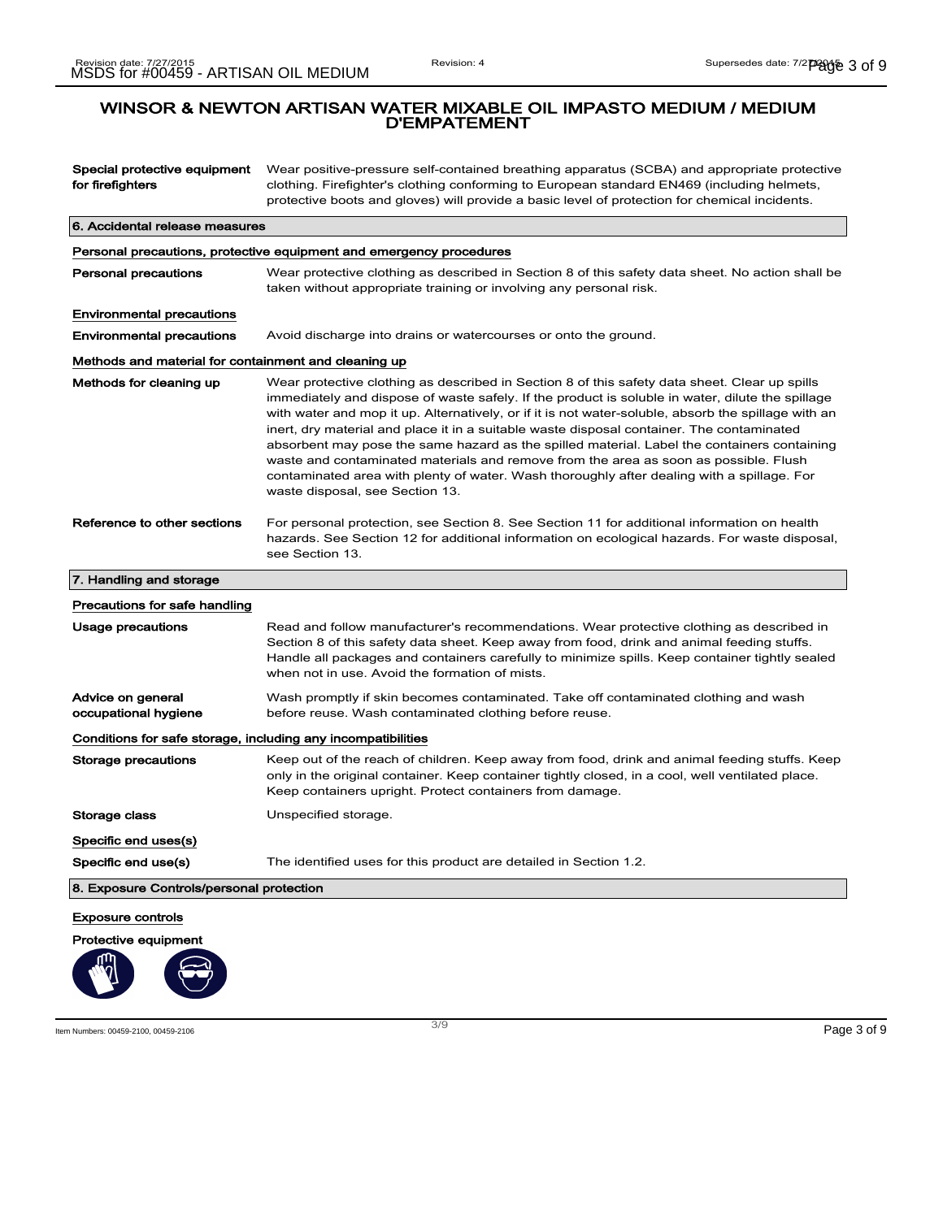# WINSOR & NEWTON ARTISAN WATER MIXABLE OIL IMPASTO MEDIUM / MEDIUM D'EMPATEMENT

| | |
|---|---|
| **Special protective equipment for firefighters** | Wear positive-pressure self-contained breathing apparatus (SCBA) and appropriate protective clothing. Firefighter's clothing conforming to European standard EN469 (including helmets, protective boots and gloves) will provide a basic level of protection for chemical incidents. |

## 6. Accidental release measures

### Personal precautions, protective equipment and emergency procedures

| | |
|---|---|
| **Personal precautions** | Wear protective clothing as described in Section 8 of this safety data sheet. No action shall be taken without appropriate training or involving any personal risk. |

### Environmental precautions

| | |
|---|---|
| **Environmental precautions** | Avoid discharge into drains or watercourses or onto the ground. |

### Methods and material for containment and cleaning up

| | |
|---|---|
| **Methods for cleaning up** | Wear protective clothing as described in Section 8 of this safety data sheet. Clear up spills immediately and dispose of waste safely. If the product is soluble in water, dilute the spillage with water and mop it up. Alternatively, or if it is not water-soluble, absorb the spillage with an inert, dry material and place it in a suitable waste disposal container. The contaminated absorbent may pose the same hazard as the spilled material. Label the containers containing waste and contaminated materials and remove from the area as soon as possible. Flush contaminated area with plenty of water. Wash thoroughly after dealing with a spillage. For waste disposal, see Section 13. |
| **Reference to other sections** | For personal protection, see Section 8. See Section 11 for additional information on health hazards. See Section 12 for additional information on ecological hazards. For waste disposal, see Section 13. |

## 7. Handling and storage

### Precautions for safe handling

| | |
|---|---|
| **Usage precautions** | Read and follow manufacturer's recommendations. Wear protective clothing as described in Section 8 of this safety data sheet. Keep away from food, drink and animal feeding stuffs. Handle all packages and containers carefully to minimize spills. Keep container tightly sealed when not in use. Avoid the formation of mists. |
| **Advice on general occupational hygiene** | Wash promptly if skin becomes contaminated. Take off contaminated clothing and wash before reuse. Wash contaminated clothing before reuse. |

### Conditions for safe storage, including any incompatibilities

| | |
|---|---|
| **Storage precautions** | Keep out of the reach of children. Keep away from food, drink and animal feeding stuffs. Keep only in the original container. Keep container tightly closed, in a cool, well ventilated place. Keep containers upright. Protect containers from damage. |
| **Storage class** | Unspecified storage. |

### Specific end uses(s)

| | |
|---|---|
| **Specific end use(s)** | The identified uses for this product are detailed in Section 1.2. |

## 8. Exposure Controls/personal protection

### Exposure controls

**Protective equipment**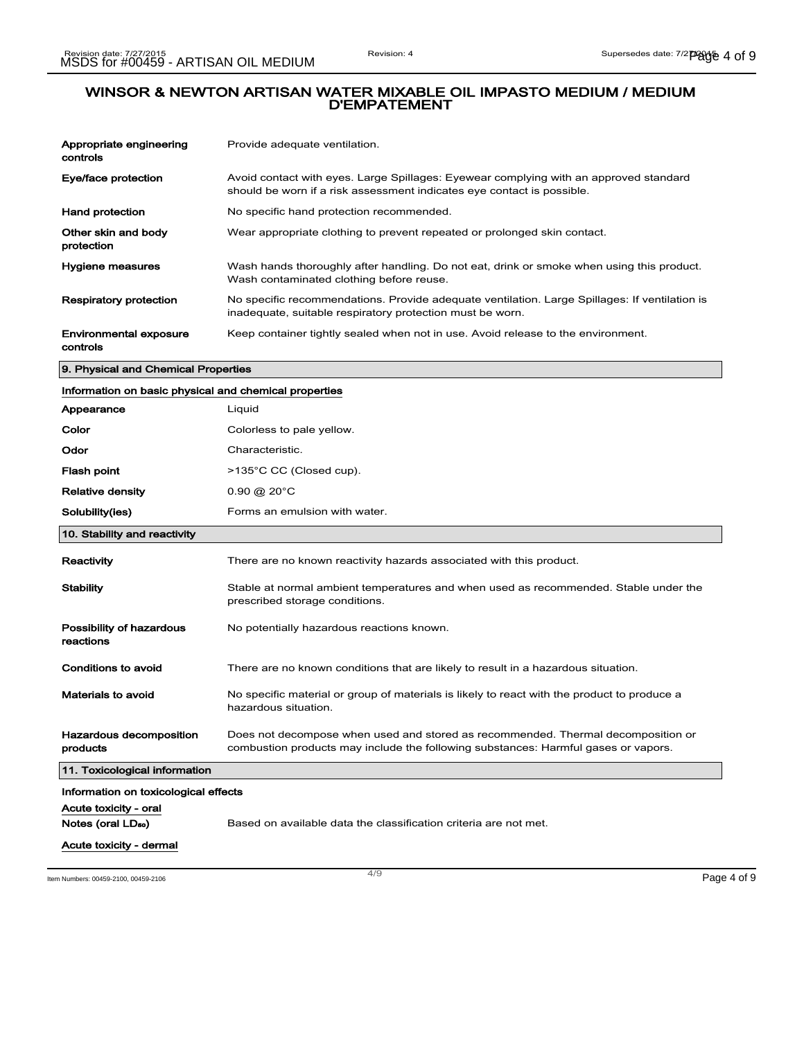| | |
|---|---|
| **Appropriate engineering controls** | Provide adequate ventilation. |
| **Eye/face protection** | Avoid contact with eyes. Large Spillages: Eyewear complying with an approved standard should be worn if a risk assessment indicates eye contact is possible. |
| **Hand protection** | No specific hand protection recommended. |
| **Other skin and body protection** | Wear appropriate clothing to prevent repeated or prolonged skin contact. |
| **Hygiene measures** | Wash hands thoroughly after handling. Do not eat, drink or smoke when using this product. Wash contaminated clothing before reuse. |
| **Respiratory protection** | No specific recommendations. Provide adequate ventilation. Large Spillages: If ventilation is inadequate, suitable respiratory protection must be worn. |
| **Environmental exposure controls** | Keep container tightly sealed when not in use. Avoid release to the environment. |

## 9. Physical and Chemical Properties

### Information on basic physical and chemical properties

| | |
|---|---|
| **Appearance** | Liquid |
| **Color** | Colorless to pale yellow. |
| **Odor** | Characteristic. |
| **Flash point** | >135°C CC (Closed cup). |
| **Relative density** | 0.90 @ 20°C |
| **Solubility(ies)** | Forms an emulsion with water. |

## 10. Stability and reactivity

| | |
|---|---|
| **Reactivity** | There are no known reactivity hazards associated with this product. |
| **Stability** | Stable at normal ambient temperatures and when used as recommended. Stable under the prescribed storage conditions. |
| **Possibility of hazardous reactions** | No potentially hazardous reactions known. |
| **Conditions to avoid** | There are no known conditions that are likely to result in a hazardous situation. |
| **Materials to avoid** | No specific material or group of materials is likely to react with the product to produce a hazardous situation. |
| **Hazardous decomposition products** | Does not decompose when used and stored as recommended. Thermal decomposition or combustion products may include the following substances: Harmful gases or vapors. |

## 11. Toxicological information

### Information on toxicological effects

**Acute toxicity - oral**

| | |
|---|---|
| **Notes (oral $LD_{50}$)** | Based on available data the classification criteria are not met. |

**Acute toxicity - dermal**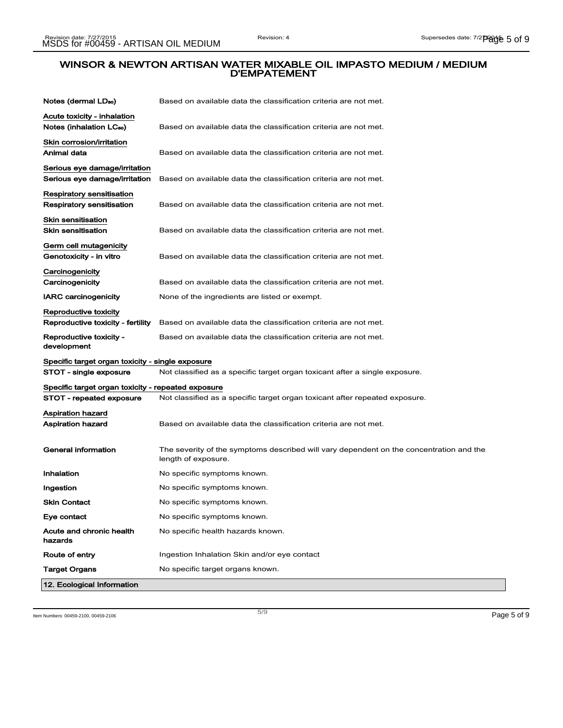# WINSOR & NEWTON ARTISAN WATER MIXABLE OIL IMPASTO MEDIUM / MEDIUM D'EMPATEMENT

**Notes (dermal $LD_{50}$)** Based on available data the classification criteria are not met.

**Acute toxicity - inhalation**

**Notes (inhalation $LC_{50}$)** Based on available data the classification criteria are not met.

**Skin corrosion/irritation**

**Animal data** Based on available data the classification criteria are not met.

**Serious eye damage/irritation**

**Serious eye damage/irritation** Based on available data the classification criteria are not met.

**Respiratory sensitisation**

**Respiratory sensitisation** Based on available data the classification criteria are not met.

**Skin sensitisation**

**Skin sensitisation** Based on available data the classification criteria are not met.

**Germ cell mutagenicity**

**Genotoxicity - in vitro** Based on available data the classification criteria are not met.

**Carcinogenicity**

**Carcinogenicity** Based on available data the classification criteria are not met.

**IARC carcinogenicity** None of the ingredients are listed or exempt.

**Reproductive toxicity**

**Reproductive toxicity - fertility** Based on available data the classification criteria are not met.

**Reproductive toxicity - development** Based on available data the classification criteria are not met.

**Specific target organ toxicity - single exposure**

**STOT - single exposure** Not classified as a specific target organ toxicant after a single exposure.

**Specific target organ toxicity - repeated exposure**

**STOT - repeated exposure** Not classified as a specific target organ toxicant after repeated exposure.

**Aspiration hazard**

**Aspiration hazard** Based on available data the classification criteria are not met.

**General information** The severity of the symptoms described will vary dependent on the concentration and the length of exposure.

**Inhalation** No specific symptoms known.

**Ingestion** No specific symptoms known.

**Skin Contact** No specific symptoms known.

**Eye contact** No specific symptoms known.

**Acute and chronic health hazards** No specific health hazards known.

**Route of entry** Ingestion Inhalation Skin and/or eye contact

**Target Organs** No specific target organs known.

## 12. Ecological Information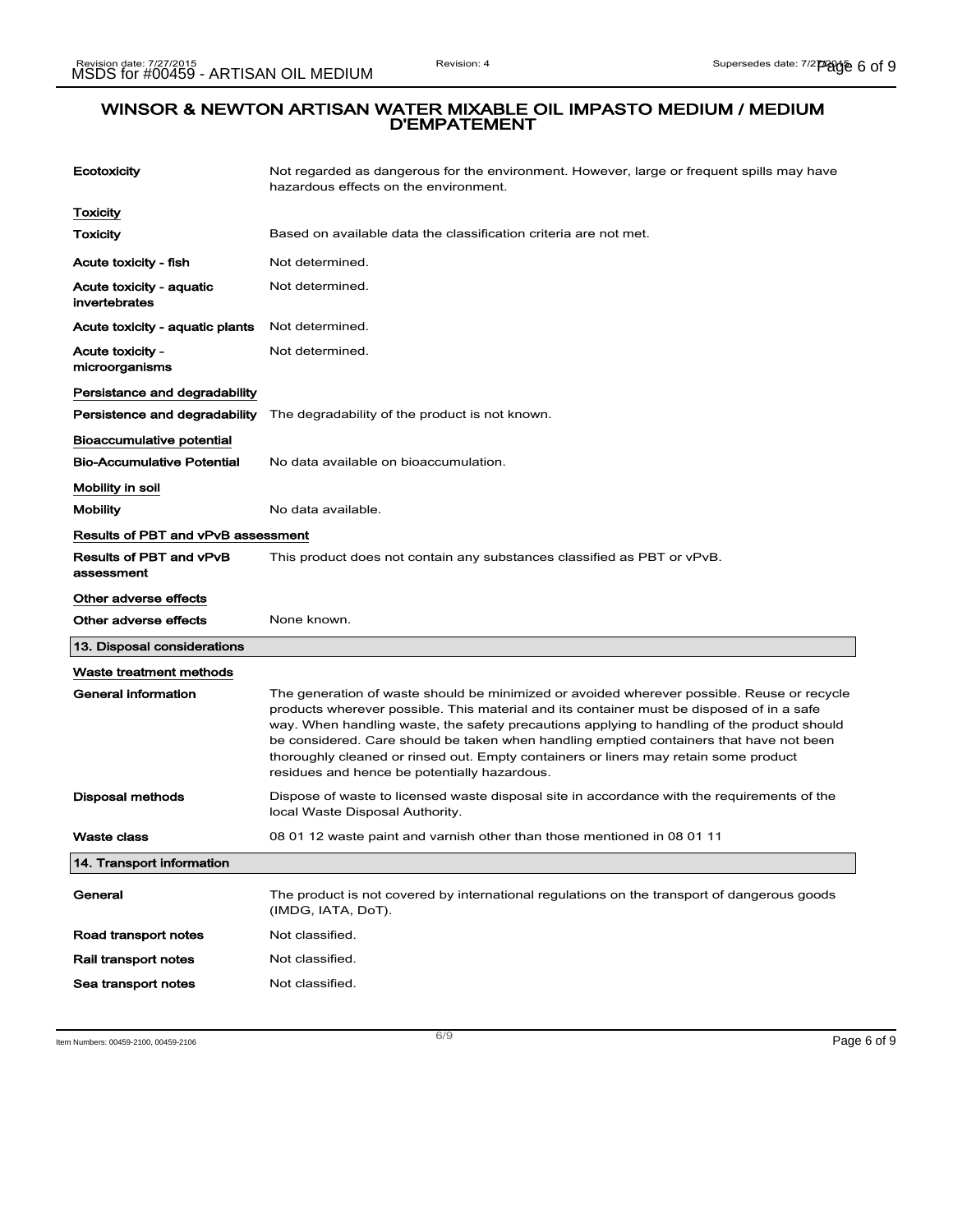## WINSOR & NEWTON ARTISAN WATER MIXABLE OIL IMPASTO MEDIUM / MEDIUM D'EMPATEMENT

**Ecotoxicity** Not regarded as dangerous for the environment. However, large or frequent spills may have hazardous effects on the environment.

### Toxicity

| | |
|---|---|
| **Toxicity** | Based on available data the classification criteria are not met. |
| **Acute toxicity - fish** | Not determined. |
| **Acute toxicity - aquatic invertebrates** | Not determined. |
| **Acute toxicity - aquatic plants** | Not determined. |
| **Acute toxicity - microorganisms** | Not determined. |

### Persistance and degradability

**Persistence and degradability** The degradability of the product is not known.

### Bioaccumulative potential

**Bio-Accumulative Potential** No data available on bioaccumulation.

### Mobility in soil

**Mobility** No data available.

### Results of PBT and vPvB assessment

**Results of PBT and vPvB assessment** This product does not contain any substances classified as PBT or vPvB.

### Other adverse effects

**Other adverse effects** None known.

## 13. Disposal considerations

### Waste treatment methods

**General information** The generation of waste should be minimized or avoided wherever possible. Reuse or recycle products wherever possible. This material and its container must be disposed of in a safe way. When handling waste, the safety precautions applying to handling of the product should be considered. Care should be taken when handling emptied containers that have not been thoroughly cleaned or rinsed out. Empty containers or liners may retain some product residues and hence be potentially hazardous.

**Disposal methods** Dispose of waste to licensed waste disposal site in accordance with the requirements of the local Waste Disposal Authority.

**Waste class** 08 01 12 waste paint and varnish other than those mentioned in 08 01 11

## 14. Transport information

**General** The product is not covered by international regulations on the transport of dangerous goods (IMDG, IATA, DoT).

**Road transport notes** Not classified.

**Rail transport notes** Not classified.

**Sea transport notes** Not classified.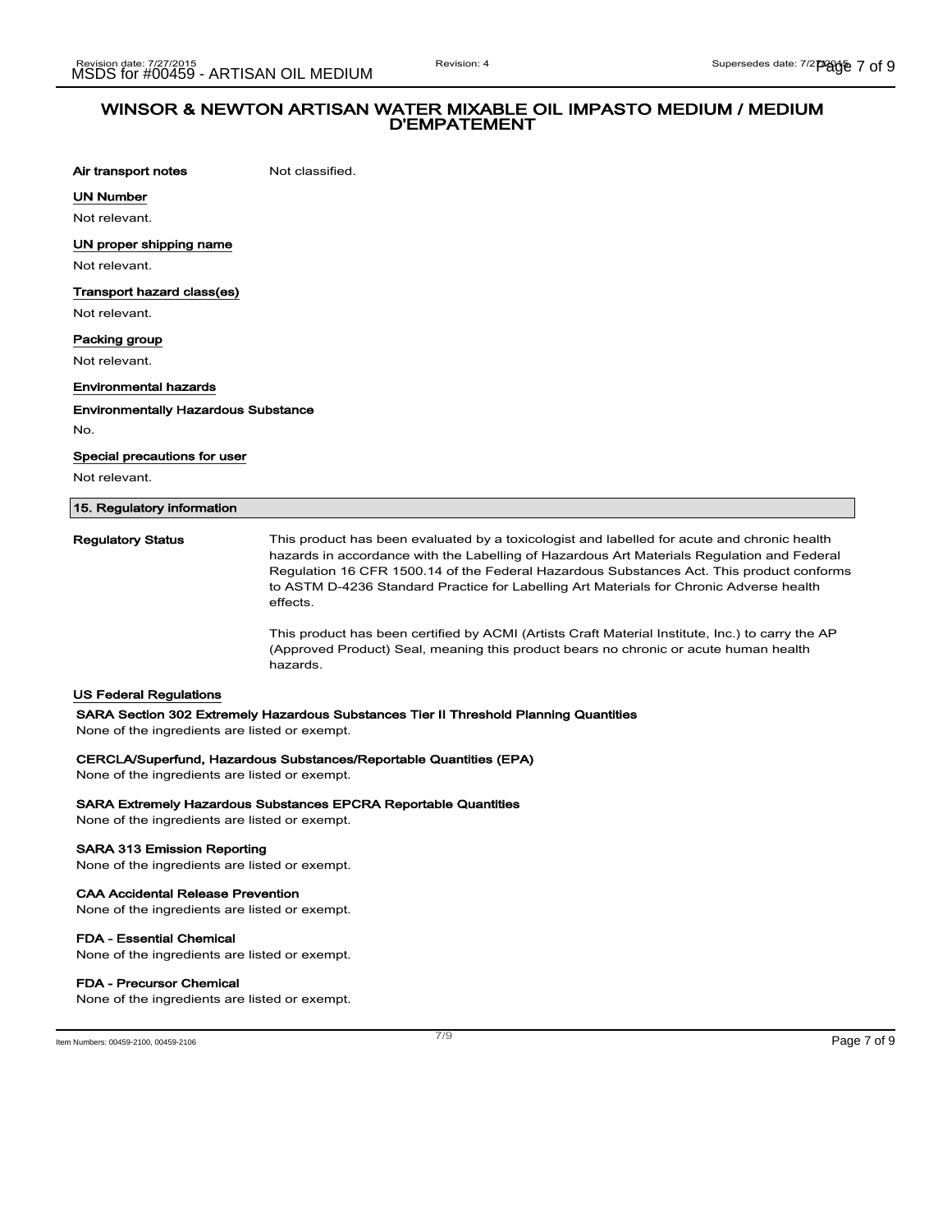**Air transport notes** Not classified.

**UN Number**

Not relevant.

**UN proper shipping name**

Not relevant.

**Transport hazard class(es)**

Not relevant.

**Packing group**

Not relevant.

**Environmental hazards**

**Environmentally Hazardous Substance**

No.

**Special precautions for user**

Not relevant.

## 15. Regulatory information

**Regulatory Status** This product has been evaluated by a toxicologist and labelled for acute and chronic health hazards in accordance with the Labelling of Hazardous Art Materials Regulation and Federal Regulation 16 CFR 1500.14 of the Federal Hazardous Substances Act. This product conforms to ASTM D-4236 Standard Practice for Labelling Art Materials for Chronic Adverse health effects.

This product has been certified by ACMI (Artists Craft Material Institute, Inc.) to carry the AP (Approved Product) Seal, meaning this product bears no chronic or acute human health hazards.

**US Federal Regulations**

**SARA Section 302 Extremely Hazardous Substances Tier II Threshold Planning Quantities**

None of the ingredients are listed or exempt.

**CERCLA/Superfund, Hazardous Substances/Reportable Quantities (EPA)**

None of the ingredients are listed or exempt.

**SARA Extremely Hazardous Substances EPCRA Reportable Quantities**

None of the ingredients are listed or exempt.

**SARA 313 Emission Reporting**

None of the ingredients are listed or exempt.

**CAA Accidental Release Prevention**

None of the ingredients are listed or exempt.

**FDA - Essential Chemical**

None of the ingredients are listed or exempt.

**FDA - Precursor Chemical**

None of the ingredients are listed or exempt.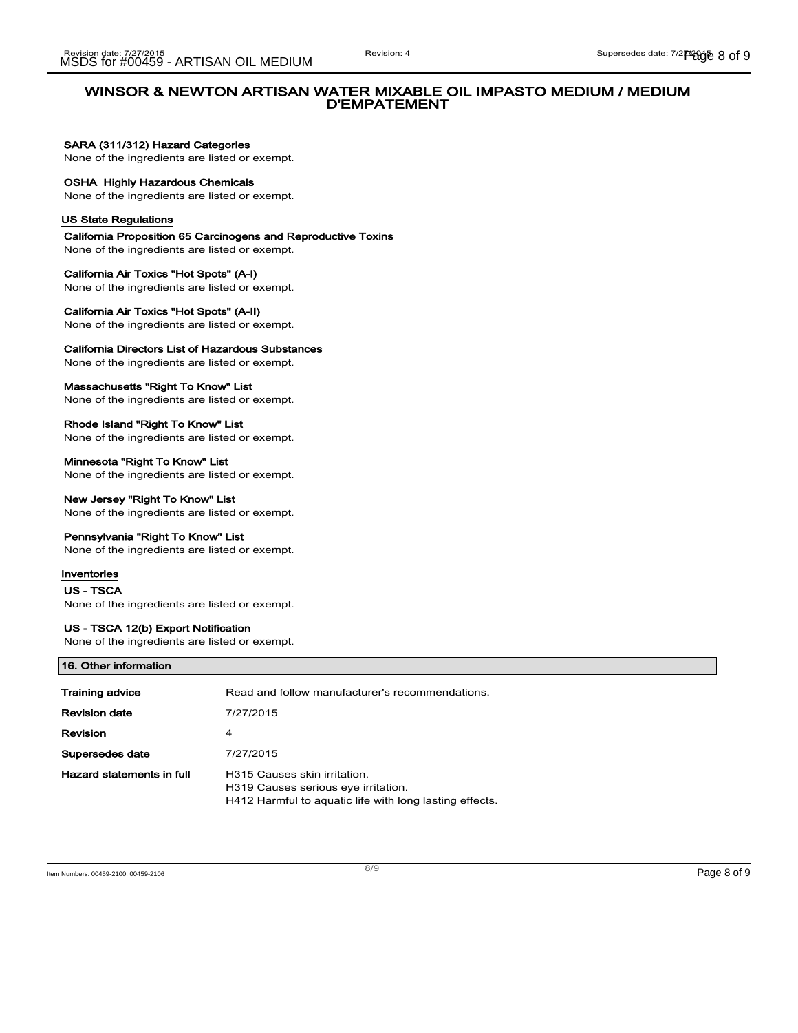# WINSOR & NEWTON ARTISAN WATER MIXABLE OIL IMPASTO MEDIUM / MEDIUM D'EMPATEMENT

**SARA (311/312) Hazard Categories**

None of the ingredients are listed or exempt.

**OSHA Highly Hazardous Chemicals**

None of the ingredients are listed or exempt.

## US State Regulations

**California Proposition 65 Carcinogens and Reproductive Toxins**

None of the ingredients are listed or exempt.

**California Air Toxics "Hot Spots" (A-I)**

None of the ingredients are listed or exempt.

**California Air Toxics "Hot Spots" (A-II)**

None of the ingredients are listed or exempt.

**California Directors List of Hazardous Substances**

None of the ingredients are listed or exempt.

**Massachusetts "Right To Know" List**

None of the ingredients are listed or exempt.

**Rhode Island "Right To Know" List**

None of the ingredients are listed or exempt.

**Minnesota "Right To Know" List**

None of the ingredients are listed or exempt.

**New Jersey "Right To Know" List**

None of the ingredients are listed or exempt.

**Pennsylvania "Right To Know" List**

None of the ingredients are listed or exempt.

## Inventories

**US - TSCA**

None of the ingredients are listed or exempt.

**US - TSCA 12(b) Export Notification**

None of the ingredients are listed or exempt.

## 16. Other information

| | |
|---|---|
| **Training advice** | Read and follow manufacturer's recommendations. |
| **Revision date** | 7/27/2015 |
| **Revision** | 4 |
| **Supersedes date** | 7/27/2015 |
| **Hazard statements in full** | H315 Causes skin irritation.<br>H319 Causes serious eye irritation.<br>H412 Harmful to aquatic life with long lasting effects. |

Item Numbers: 00459-2100, 00459-2106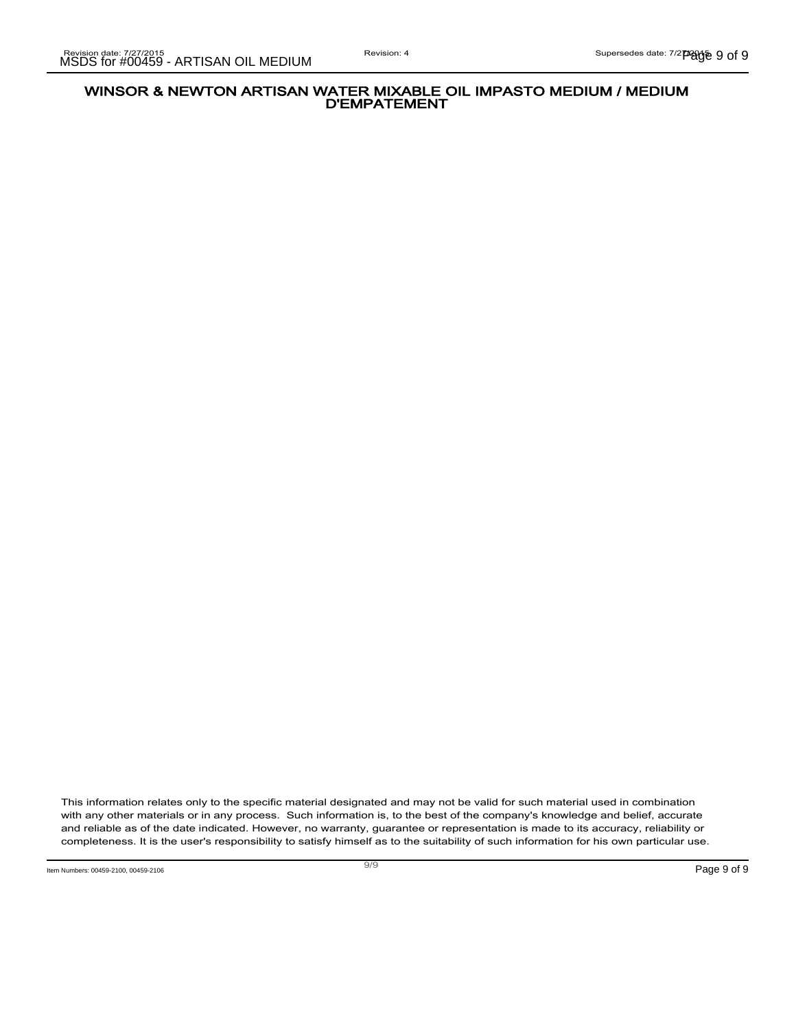# WINSOR & NEWTON ARTISAN WATER MIXABLE OIL IMPASTO MEDIUM / MEDIUM D'EMPATEMENT

This information relates only to the specific material designated and may not be valid for such material used in combination with any other materials or in any process. Such information is, to the best of the company's knowledge and belief, accurate and reliable as of the date indicated. However, no warranty, guarantee or representation is made to its accuracy, reliability or completeness. It is the user's responsibility to satisfy himself as to the suitability of such information for his own particular use.